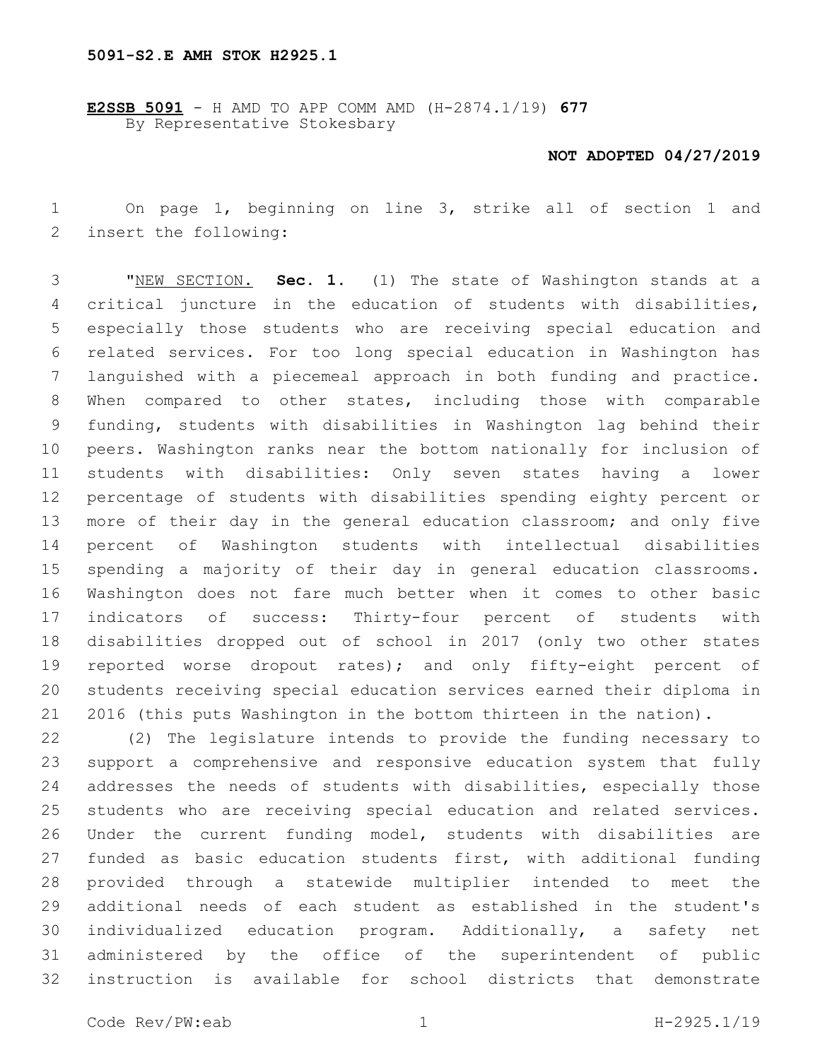**E2SSB 5091** - H AMD TO APP COMM AMD (H-2874.1/19) **677**
By Representative Stokesbary

**NOT ADOPTED 04/27/2019**

On page 1, beginning on line 3, strike all of section 1 and insert the following:

"NEW SECTION. **Sec. 1.** (1) The state of Washington stands at a critical juncture in the education of students with disabilities, especially those students who are receiving special education and related services. For too long special education in Washington has languished with a piecemeal approach in both funding and practice. When compared to other states, including those with comparable funding, students with disabilities in Washington lag behind their peers. Washington ranks near the bottom nationally for inclusion of students with disabilities: Only seven states having a lower percentage of students with disabilities spending eighty percent or more of their day in the general education classroom; and only five percent of Washington students with intellectual disabilities spending a majority of their day in general education classrooms. Washington does not fare much better when it comes to other basic indicators of success: Thirty-four percent of students with disabilities dropped out of school in 2017 (only two other states reported worse dropout rates); and only fifty-eight percent of students receiving special education services earned their diploma in 2016 (this puts Washington in the bottom thirteen in the nation).

(2) The legislature intends to provide the funding necessary to support a comprehensive and responsive education system that fully addresses the needs of students with disabilities, especially those students who are receiving special education and related services. Under the current funding model, students with disabilities are funded as basic education students first, with additional funding provided through a statewide multiplier intended to meet the additional needs of each student as established in the student's individualized education program. Additionally, a safety net administered by the office of the superintendent of public instruction is available for school districts that demonstrate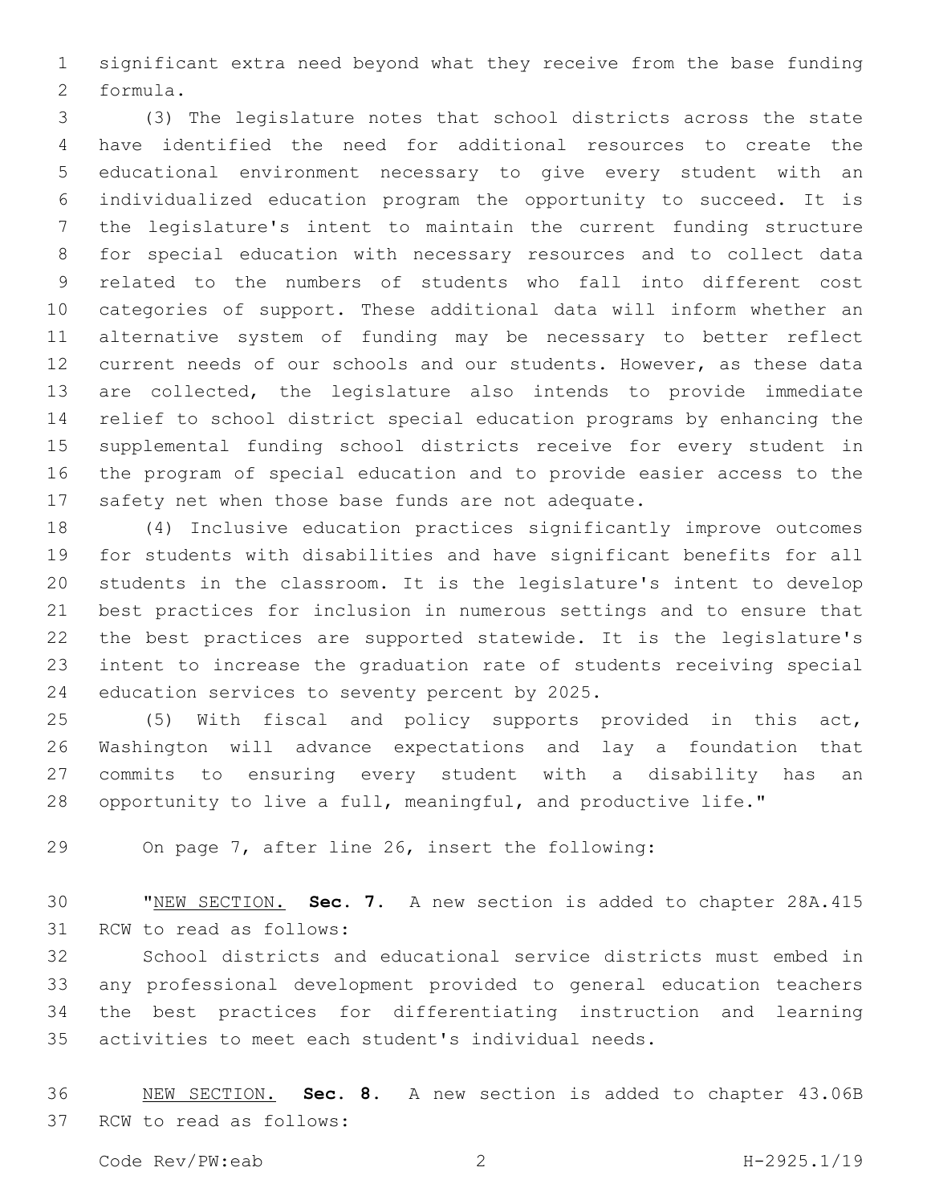significant extra need beyond what they receive from the base funding formula.

(3) The legislature notes that school districts across the state have identified the need for additional resources to create the educational environment necessary to give every student with an individualized education program the opportunity to succeed. It is the legislature's intent to maintain the current funding structure for special education with necessary resources and to collect data related to the numbers of students who fall into different cost categories of support. These additional data will inform whether an alternative system of funding may be necessary to better reflect current needs of our schools and our students. However, as these data are collected, the legislature also intends to provide immediate relief to school district special education programs by enhancing the supplemental funding school districts receive for every student in the program of special education and to provide easier access to the safety net when those base funds are not adequate.

(4) Inclusive education practices significantly improve outcomes for students with disabilities and have significant benefits for all students in the classroom. It is the legislature's intent to develop best practices for inclusion in numerous settings and to ensure that the best practices are supported statewide. It is the legislature's intent to increase the graduation rate of students receiving special education services to seventy percent by 2025.

(5) With fiscal and policy supports provided in this act, Washington will advance expectations and lay a foundation that commits to ensuring every student with a disability has an opportunity to live a full, meaningful, and productive life."

On page 7, after line 26, insert the following:

"NEW SECTION. **Sec. 7.** A new section is added to chapter 28A.415 RCW to read as follows:

School districts and educational service districts must embed in any professional development provided to general education teachers the best practices for differentiating instruction and learning activities to meet each student's individual needs.

NEW SECTION. **Sec. 8.** A new section is added to chapter 43.06B RCW to read as follows: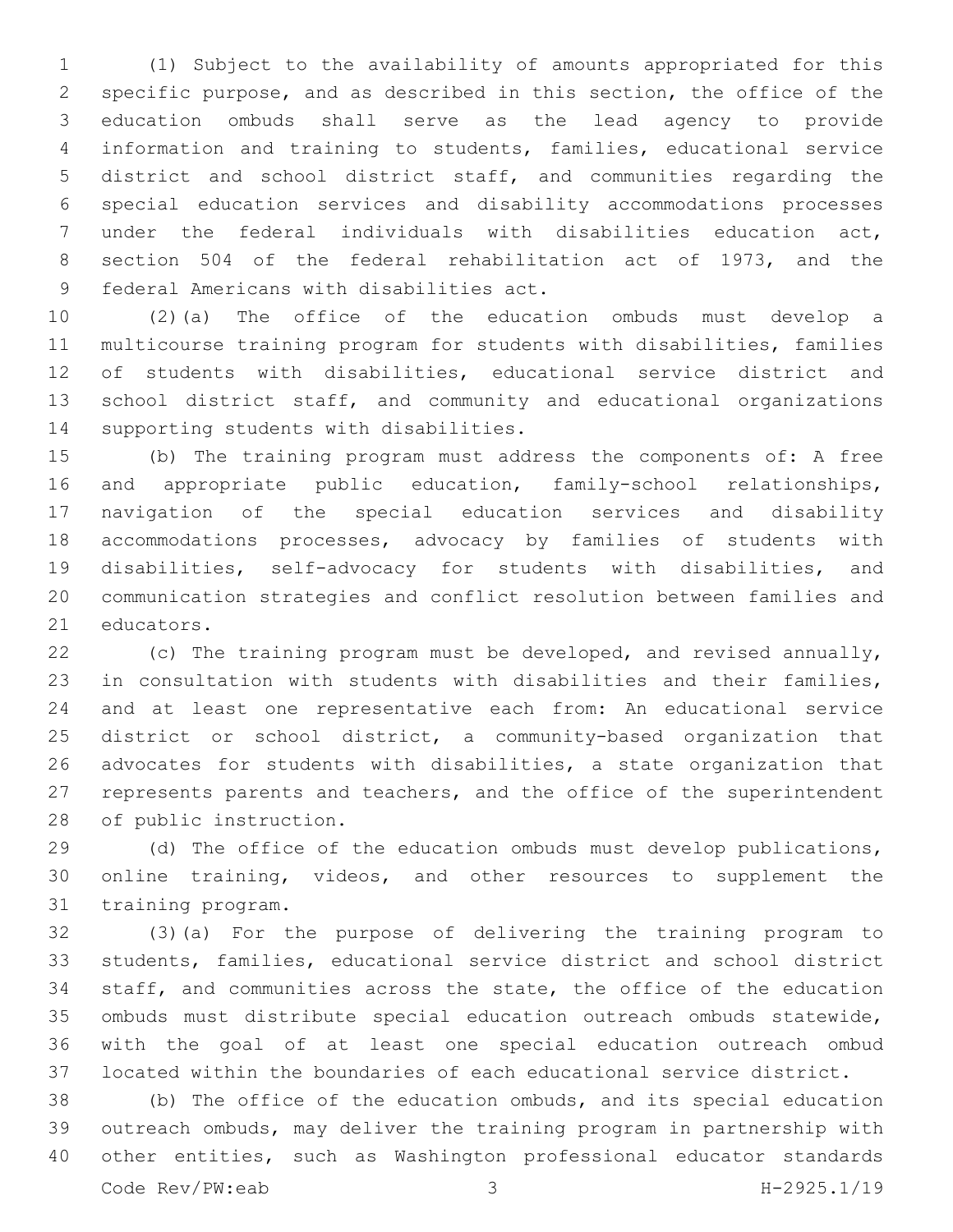(1) Subject to the availability of amounts appropriated for this specific purpose, and as described in this section, the office of the education ombuds shall serve as the lead agency to provide information and training to students, families, educational service district and school district staff, and communities regarding the special education services and disability accommodations processes under the federal individuals with disabilities education act, section 504 of the federal rehabilitation act of 1973, and the federal Americans with disabilities act.

(2)(a) The office of the education ombuds must develop a multicourse training program for students with disabilities, families of students with disabilities, educational service district and school district staff, and community and educational organizations supporting students with disabilities.

(b) The training program must address the components of: A free and appropriate public education, family-school relationships, navigation of the special education services and disability accommodations processes, advocacy by families of students with disabilities, self-advocacy for students with disabilities, and communication strategies and conflict resolution between families and educators.

(c) The training program must be developed, and revised annually, in consultation with students with disabilities and their families, and at least one representative each from: An educational service district or school district, a community-based organization that advocates for students with disabilities, a state organization that represents parents and teachers, and the office of the superintendent of public instruction.

(d) The office of the education ombuds must develop publications, online training, videos, and other resources to supplement the training program.

(3)(a) For the purpose of delivering the training program to students, families, educational service district and school district staff, and communities across the state, the office of the education ombuds must distribute special education outreach ombuds statewide, with the goal of at least one special education outreach ombud located within the boundaries of each educational service district.

(b) The office of the education ombuds, and its special education outreach ombuds, may deliver the training program in partnership with other entities, such as Washington professional educator standards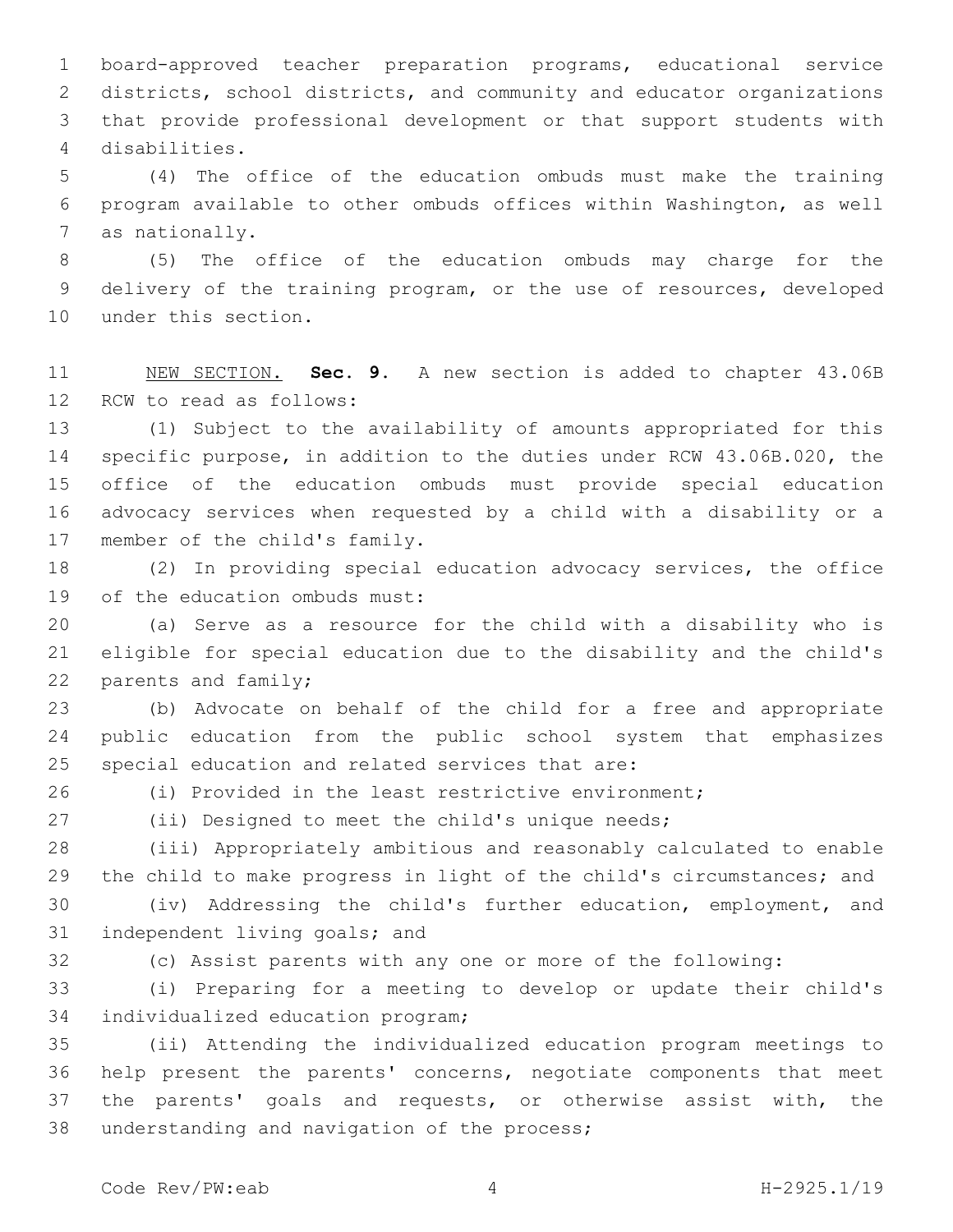board-approved teacher preparation programs, educational service districts, school districts, and community and educator organizations that provide professional development or that support students with disabilities.

(4) The office of the education ombuds must make the training program available to other ombuds offices within Washington, as well as nationally.

(5) The office of the education ombuds may charge for the delivery of the training program, or the use of resources, developed under this section.

NEW SECTION. **Sec. 9.** A new section is added to chapter 43.06B RCW to read as follows:

(1) Subject to the availability of amounts appropriated for this specific purpose, in addition to the duties under RCW 43.06B.020, the office of the education ombuds must provide special education advocacy services when requested by a child with a disability or a member of the child's family.

(2) In providing special education advocacy services, the office of the education ombuds must:

(a) Serve as a resource for the child with a disability who is eligible for special education due to the disability and the child's parents and family;

(b) Advocate on behalf of the child for a free and appropriate public education from the public school system that emphasizes special education and related services that are:

(i) Provided in the least restrictive environment;

(ii) Designed to meet the child's unique needs;

(iii) Appropriately ambitious and reasonably calculated to enable the child to make progress in light of the child's circumstances; and

(iv) Addressing the child's further education, employment, and independent living goals; and

(c) Assist parents with any one or more of the following:

(i) Preparing for a meeting to develop or update their child's individualized education program;

(ii) Attending the individualized education program meetings to help present the parents' concerns, negotiate components that meet the parents' goals and requests, or otherwise assist with, the understanding and navigation of the process;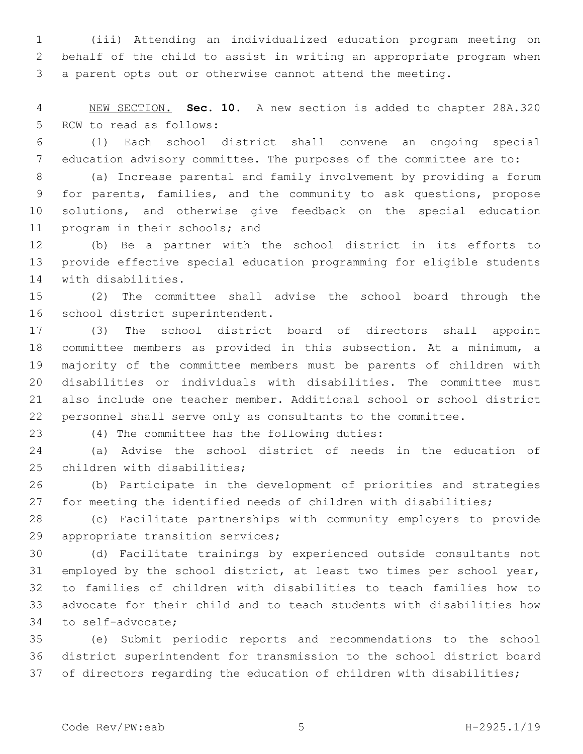(iii) Attending an individualized education program meeting on behalf of the child to assist in writing an appropriate program when a parent opts out or otherwise cannot attend the meeting.

NEW SECTION. **Sec. 10.** A new section is added to chapter 28A.320 RCW to read as follows:

(1) Each school district shall convene an ongoing special education advisory committee. The purposes of the committee are to:

(a) Increase parental and family involvement by providing a forum for parents, families, and the community to ask questions, propose solutions, and otherwise give feedback on the special education program in their schools; and

(b) Be a partner with the school district in its efforts to provide effective special education programming for eligible students with disabilities.

(2) The committee shall advise the school board through the school district superintendent.

(3) The school district board of directors shall appoint committee members as provided in this subsection. At a minimum, a majority of the committee members must be parents of children with disabilities or individuals with disabilities. The committee must also include one teacher member. Additional school or school district personnel shall serve only as consultants to the committee.

(4) The committee has the following duties:

(a) Advise the school district of needs in the education of children with disabilities;

(b) Participate in the development of priorities and strategies for meeting the identified needs of children with disabilities;

(c) Facilitate partnerships with community employers to provide appropriate transition services;

(d) Facilitate trainings by experienced outside consultants not employed by the school district, at least two times per school year, to families of children with disabilities to teach families how to advocate for their child and to teach students with disabilities how to self-advocate;

(e) Submit periodic reports and recommendations to the school district superintendent for transmission to the school district board of directors regarding the education of children with disabilities;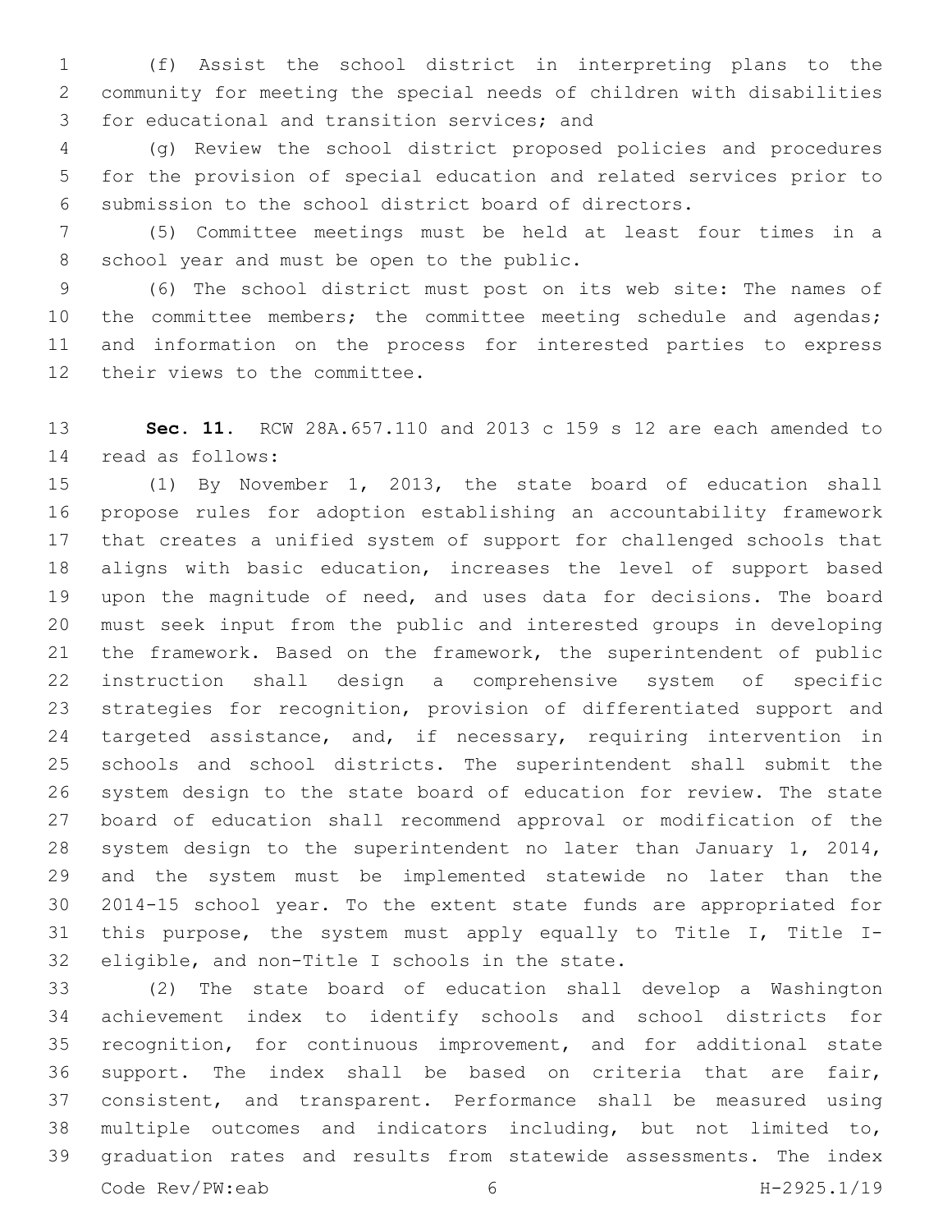(f) Assist the school district in interpreting plans to the community for meeting the special needs of children with disabilities for educational and transition services; and

(g) Review the school district proposed policies and procedures for the provision of special education and related services prior to submission to the school district board of directors.

(5) Committee meetings must be held at least four times in a school year and must be open to the public.

(6) The school district must post on its web site: The names of the committee members; the committee meeting schedule and agendas; and information on the process for interested parties to express their views to the committee.

**Sec. 11.** RCW 28A.657.110 and 2013 c 159 s 12 are each amended to read as follows:

(1) By November 1, 2013, the state board of education shall propose rules for adoption establishing an accountability framework that creates a unified system of support for challenged schools that aligns with basic education, increases the level of support based upon the magnitude of need, and uses data for decisions. The board must seek input from the public and interested groups in developing the framework. Based on the framework, the superintendent of public instruction shall design a comprehensive system of specific strategies for recognition, provision of differentiated support and targeted assistance, and, if necessary, requiring intervention in schools and school districts. The superintendent shall submit the system design to the state board of education for review. The state board of education shall recommend approval or modification of the system design to the superintendent no later than January 1, 2014, and the system must be implemented statewide no later than the 2014-15 school year. To the extent state funds are appropriated for this purpose, the system must apply equally to Title I, Title I-eligible, and non-Title I schools in the state.

(2) The state board of education shall develop a Washington achievement index to identify schools and school districts for recognition, for continuous improvement, and for additional state support. The index shall be based on criteria that are fair, consistent, and transparent. Performance shall be measured using multiple outcomes and indicators including, but not limited to, graduation rates and results from statewide assessments. The index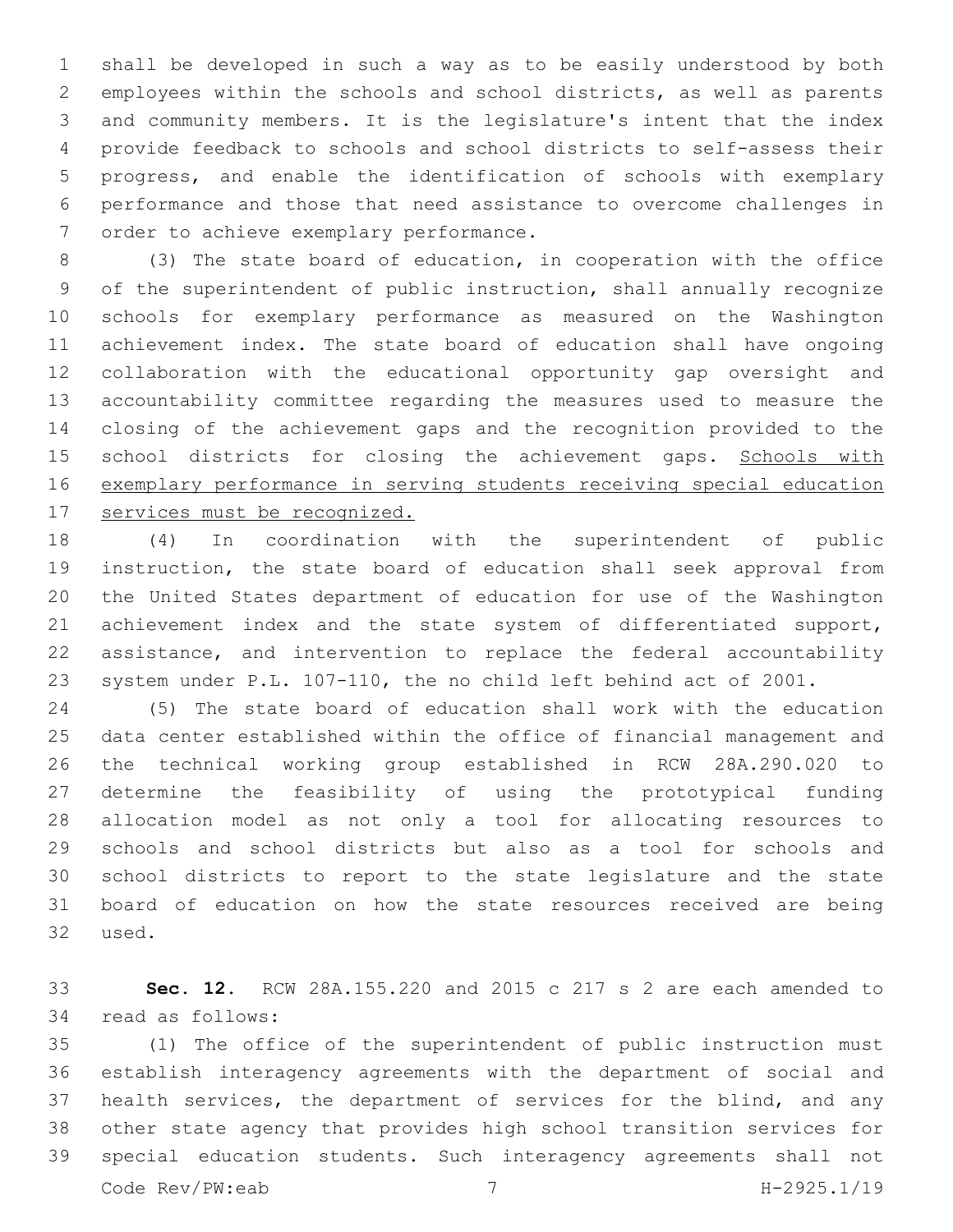shall be developed in such a way as to be easily understood by both employees within the schools and school districts, as well as parents and community members. It is the legislature's intent that the index provide feedback to schools and school districts to self-assess their progress, and enable the identification of schools with exemplary performance and those that need assistance to overcome challenges in order to achieve exemplary performance.

(3) The state board of education, in cooperation with the office of the superintendent of public instruction, shall annually recognize schools for exemplary performance as measured on the Washington achievement index. The state board of education shall have ongoing collaboration with the educational opportunity gap oversight and accountability committee regarding the measures used to measure the closing of the achievement gaps and the recognition provided to the school districts for closing the achievement gaps. <u>Schools with exemplary performance in serving students receiving special education services must be recognized.</u>

(4) In coordination with the superintendent of public instruction, the state board of education shall seek approval from the United States department of education for use of the Washington achievement index and the state system of differentiated support, assistance, and intervention to replace the federal accountability system under P.L. 107-110, the no child left behind act of 2001.

(5) The state board of education shall work with the education data center established within the office of financial management and the technical working group established in RCW 28A.290.020 to determine the feasibility of using the prototypical funding allocation model as not only a tool for allocating resources to schools and school districts but also as a tool for schools and school districts to report to the state legislature and the state board of education on how the state resources received are being used.

**Sec. 12.** RCW 28A.155.220 and 2015 c 217 s 2 are each amended to read as follows:

(1) The office of the superintendent of public instruction must establish interagency agreements with the department of social and health services, the department of services for the blind, and any other state agency that provides high school transition services for special education students. Such interagency agreements shall not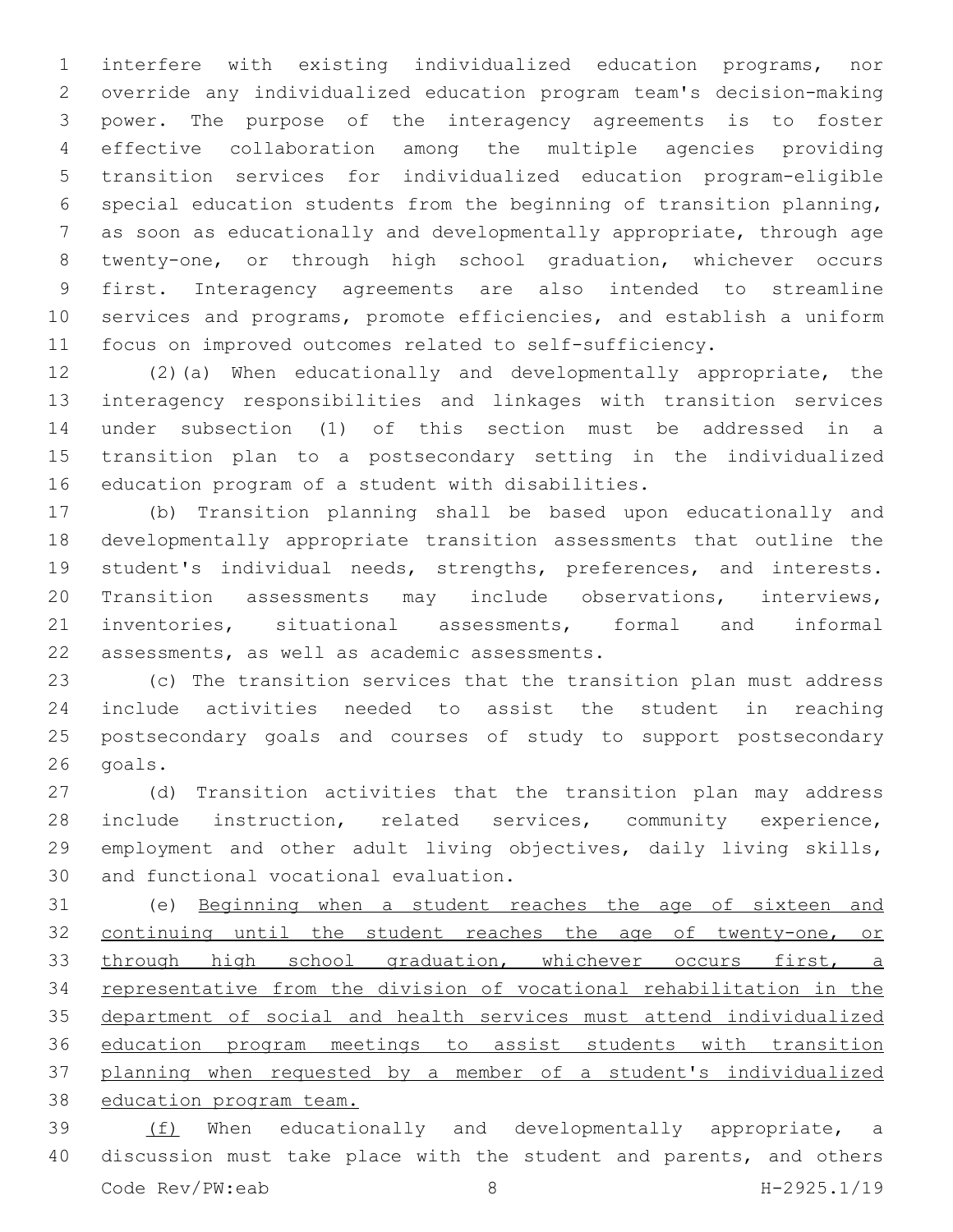interfere with existing individualized education programs, nor override any individualized education program team's decision-making power. The purpose of the interagency agreements is to foster effective collaboration among the multiple agencies providing transition services for individualized education program-eligible special education students from the beginning of transition planning, as soon as educationally and developmentally appropriate, through age twenty-one, or through high school graduation, whichever occurs first. Interagency agreements are also intended to streamline services and programs, promote efficiencies, and establish a uniform focus on improved outcomes related to self-sufficiency.

(2)(a) When educationally and developmentally appropriate, the interagency responsibilities and linkages with transition services under subsection (1) of this section must be addressed in a transition plan to a postsecondary setting in the individualized education program of a student with disabilities.

(b) Transition planning shall be based upon educationally and developmentally appropriate transition assessments that outline the student's individual needs, strengths, preferences, and interests. Transition assessments may include observations, interviews, inventories, situational assessments, formal and informal assessments, as well as academic assessments.

(c) The transition services that the transition plan must address include activities needed to assist the student in reaching postsecondary goals and courses of study to support postsecondary goals.

(d) Transition activities that the transition plan may address include instruction, related services, community experience, employment and other adult living objectives, daily living skills, and functional vocational evaluation.

(e) <u>Beginning when a student reaches the age of sixteen and continuing until the student reaches the age of twenty-one, or through high school graduation, whichever occurs first, a representative from the division of vocational rehabilitation in the department of social and health services must attend individualized education program meetings to assist students with transition planning when requested by a member of a student's individualized education program team.</u>

<u>(f)</u> When educationally and developmentally appropriate, a discussion must take place with the student and parents, and others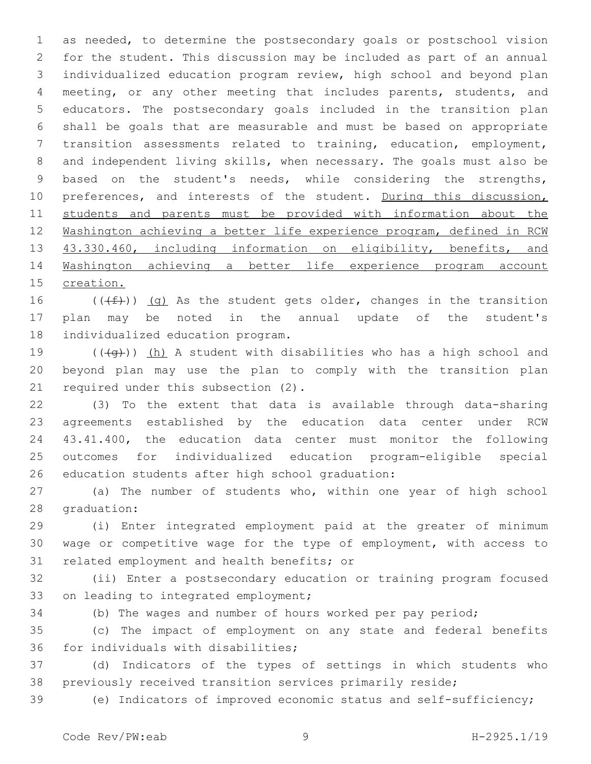as needed, to determine the postsecondary goals or postschool vision for the student. This discussion may be included as part of an annual individualized education program review, high school and beyond plan meeting, or any other meeting that includes parents, students, and educators. The postsecondary goals included in the transition plan shall be goals that are measurable and must be based on appropriate transition assessments related to training, education, employment, and independent living skills, when necessary. The goals must also be based on the student's needs, while considering the strengths, preferences, and interests of the student. <u>During this discussion, students and parents must be provided with information about the Washington achieving a better life experience program, defined in RCW 43.330.460, including information on eligibility, benefits, and Washington achieving a better life experience program account creation.</u>

((~~(f)~~)) <u>(g)</u> As the student gets older, changes in the transition plan may be noted in the annual update of the student's individualized education program.

((~~(g)~~)) <u>(h)</u> A student with disabilities who has a high school and beyond plan may use the plan to comply with the transition plan required under this subsection (2).

(3) To the extent that data is available through data-sharing agreements established by the education data center under RCW 43.41.400, the education data center must monitor the following outcomes for individualized education program-eligible special education students after high school graduation:

(a) The number of students who, within one year of high school graduation:

(i) Enter integrated employment paid at the greater of minimum wage or competitive wage for the type of employment, with access to related employment and health benefits; or

(ii) Enter a postsecondary education or training program focused on leading to integrated employment;

(b) The wages and number of hours worked per pay period;

(c) The impact of employment on any state and federal benefits for individuals with disabilities;

(d) Indicators of the types of settings in which students who previously received transition services primarily reside;

(e) Indicators of improved economic status and self-sufficiency;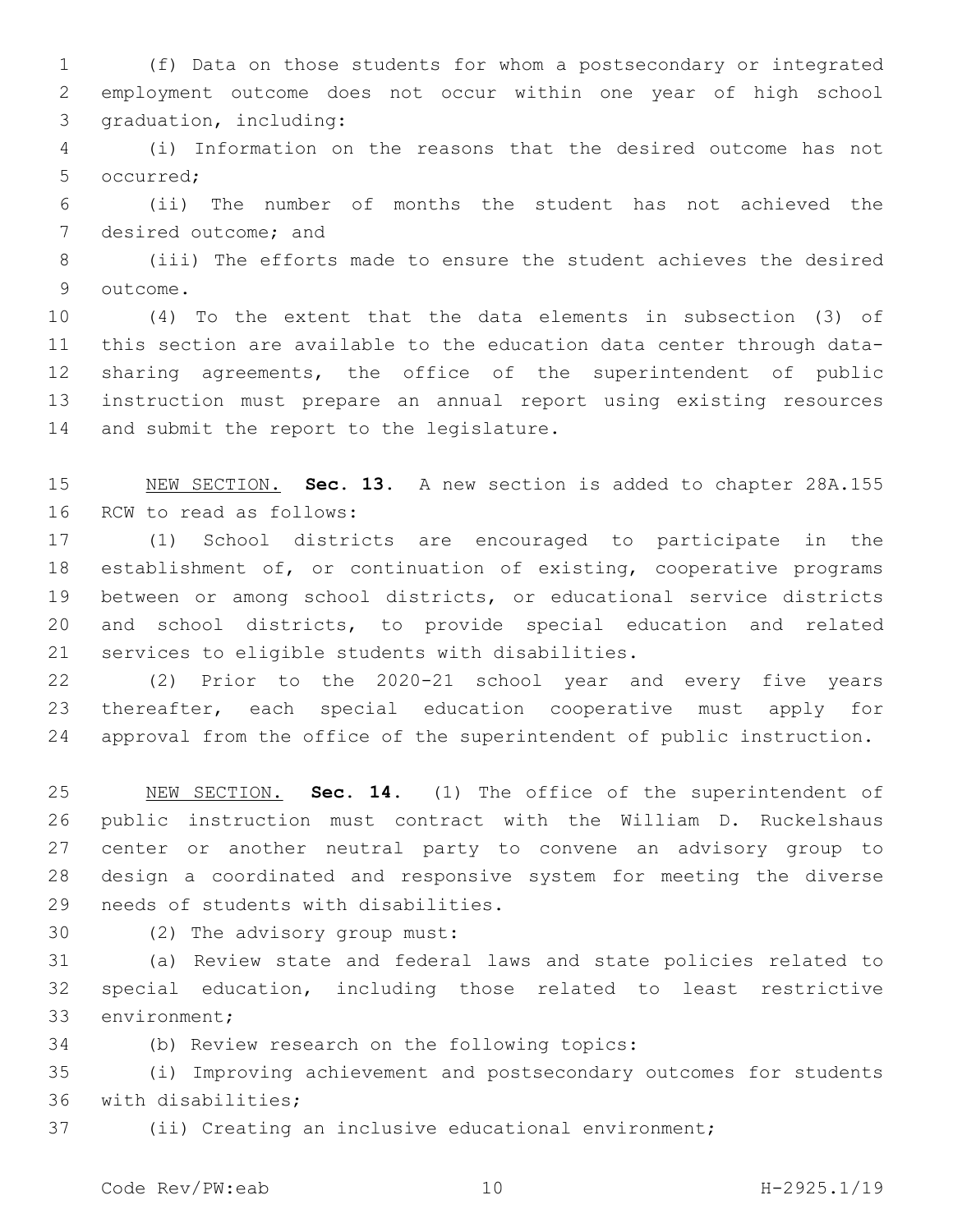(f) Data on those students for whom a postsecondary or integrated employment outcome does not occur within one year of high school graduation, including:

(i) Information on the reasons that the desired outcome has not occurred;

(ii) The number of months the student has not achieved the desired outcome; and

(iii) The efforts made to ensure the student achieves the desired outcome.

(4) To the extent that the data elements in subsection (3) of this section are available to the education data center through data-sharing agreements, the office of the superintendent of public instruction must prepare an annual report using existing resources and submit the report to the legislature.

NEW SECTION. **Sec. 13.** A new section is added to chapter 28A.155 RCW to read as follows:

(1) School districts are encouraged to participate in the establishment of, or continuation of existing, cooperative programs between or among school districts, or educational service districts and school districts, to provide special education and related services to eligible students with disabilities.

(2) Prior to the 2020-21 school year and every five years thereafter, each special education cooperative must apply for approval from the office of the superintendent of public instruction.

NEW SECTION. **Sec. 14.** (1) The office of the superintendent of public instruction must contract with the William D. Ruckelshaus center or another neutral party to convene an advisory group to design a coordinated and responsive system for meeting the diverse needs of students with disabilities.

(2) The advisory group must:

(a) Review state and federal laws and state policies related to special education, including those related to least restrictive environment;

(b) Review research on the following topics:

(i) Improving achievement and postsecondary outcomes for students with disabilities;

(ii) Creating an inclusive educational environment;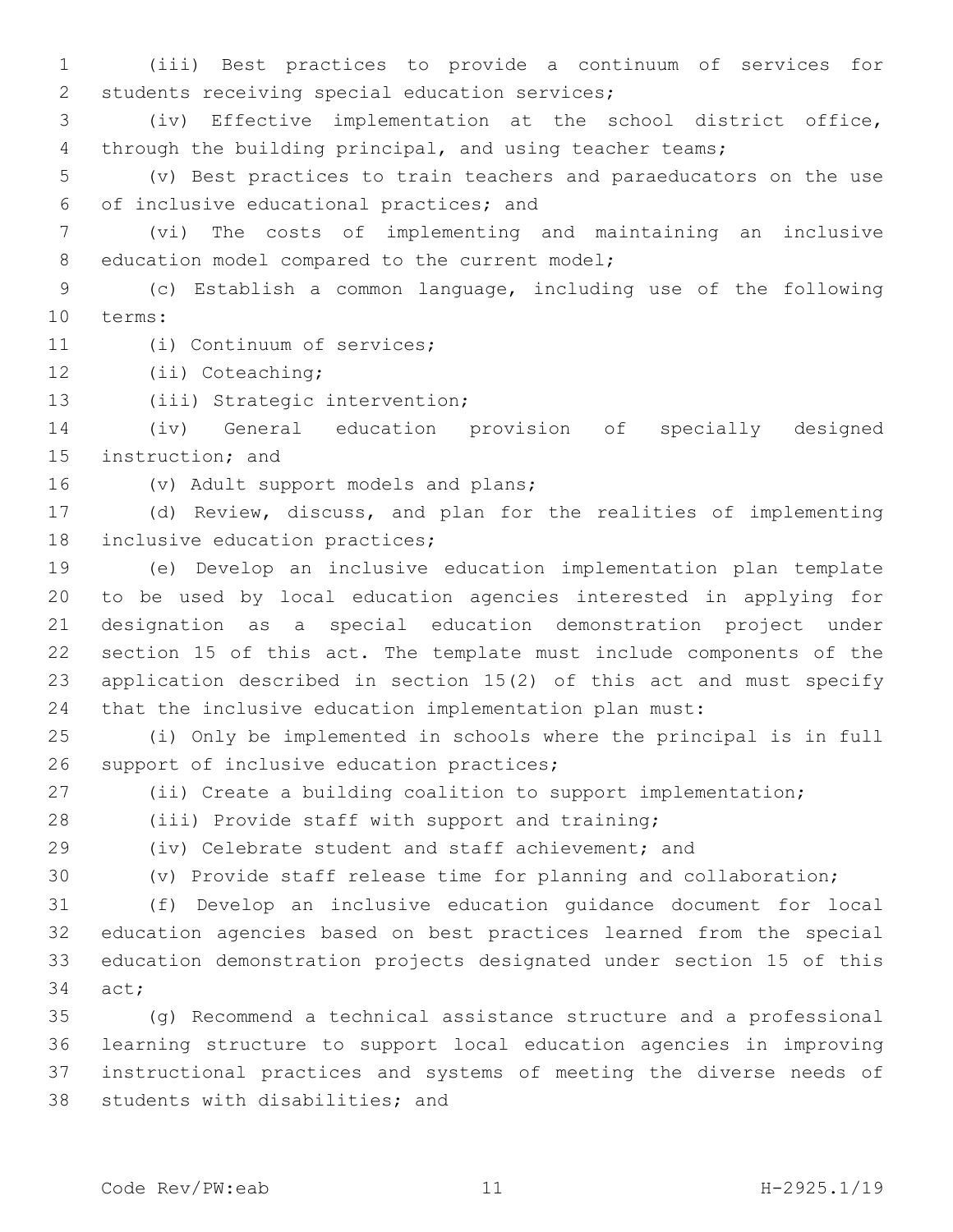(iii) Best practices to provide a continuum of services for students receiving special education services;

(iv) Effective implementation at the school district office, through the building principal, and using teacher teams;

(v) Best practices to train teachers and paraeducators on the use of inclusive educational practices; and

(vi) The costs of implementing and maintaining an inclusive education model compared to the current model;

(c) Establish a common language, including use of the following terms:

(i) Continuum of services;

(ii) Coteaching;

(iii) Strategic intervention;

(iv) General education provision of specially designed instruction; and

(v) Adult support models and plans;

(d) Review, discuss, and plan for the realities of implementing inclusive education practices;

(e) Develop an inclusive education implementation plan template to be used by local education agencies interested in applying for designation as a special education demonstration project under section 15 of this act. The template must include components of the application described in section 15(2) of this act and must specify that the inclusive education implementation plan must:

(i) Only be implemented in schools where the principal is in full support of inclusive education practices;

(ii) Create a building coalition to support implementation;

(iii) Provide staff with support and training;

(iv) Celebrate student and staff achievement; and

(v) Provide staff release time for planning and collaboration;

(f) Develop an inclusive education guidance document for local education agencies based on best practices learned from the special education demonstration projects designated under section 15 of this act;

(g) Recommend a technical assistance structure and a professional learning structure to support local education agencies in improving instructional practices and systems of meeting the diverse needs of students with disabilities; and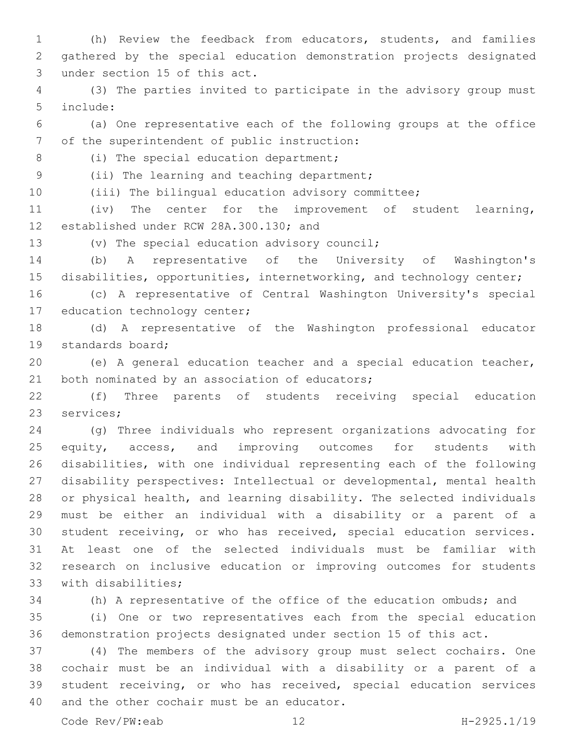(h) Review the feedback from educators, students, and families gathered by the special education demonstration projects designated under section 15 of this act.

(3) The parties invited to participate in the advisory group must include:

(a) One representative each of the following groups at the office of the superintendent of public instruction:

(i) The special education department;

(ii) The learning and teaching department;

(iii) The bilingual education advisory committee;

(iv) The center for the improvement of student learning, established under RCW 28A.300.130; and

(v) The special education advisory council;

(b) A representative of the University of Washington's disabilities, opportunities, internetworking, and technology center;

(c) A representative of Central Washington University's special education technology center;

(d) A representative of the Washington professional educator standards board;

(e) A general education teacher and a special education teacher, both nominated by an association of educators;

(f) Three parents of students receiving special education services;

(g) Three individuals who represent organizations advocating for equity, access, and improving outcomes for students with disabilities, with one individual representing each of the following disability perspectives: Intellectual or developmental, mental health or physical health, and learning disability. The selected individuals must be either an individual with a disability or a parent of a student receiving, or who has received, special education services. At least one of the selected individuals must be familiar with research on inclusive education or improving outcomes for students with disabilities;

(h) A representative of the office of the education ombuds; and

(i) One or two representatives each from the special education demonstration projects designated under section 15 of this act.

(4) The members of the advisory group must select cochairs. One cochair must be an individual with a disability or a parent of a student receiving, or who has received, special education services and the other cochair must be an educator.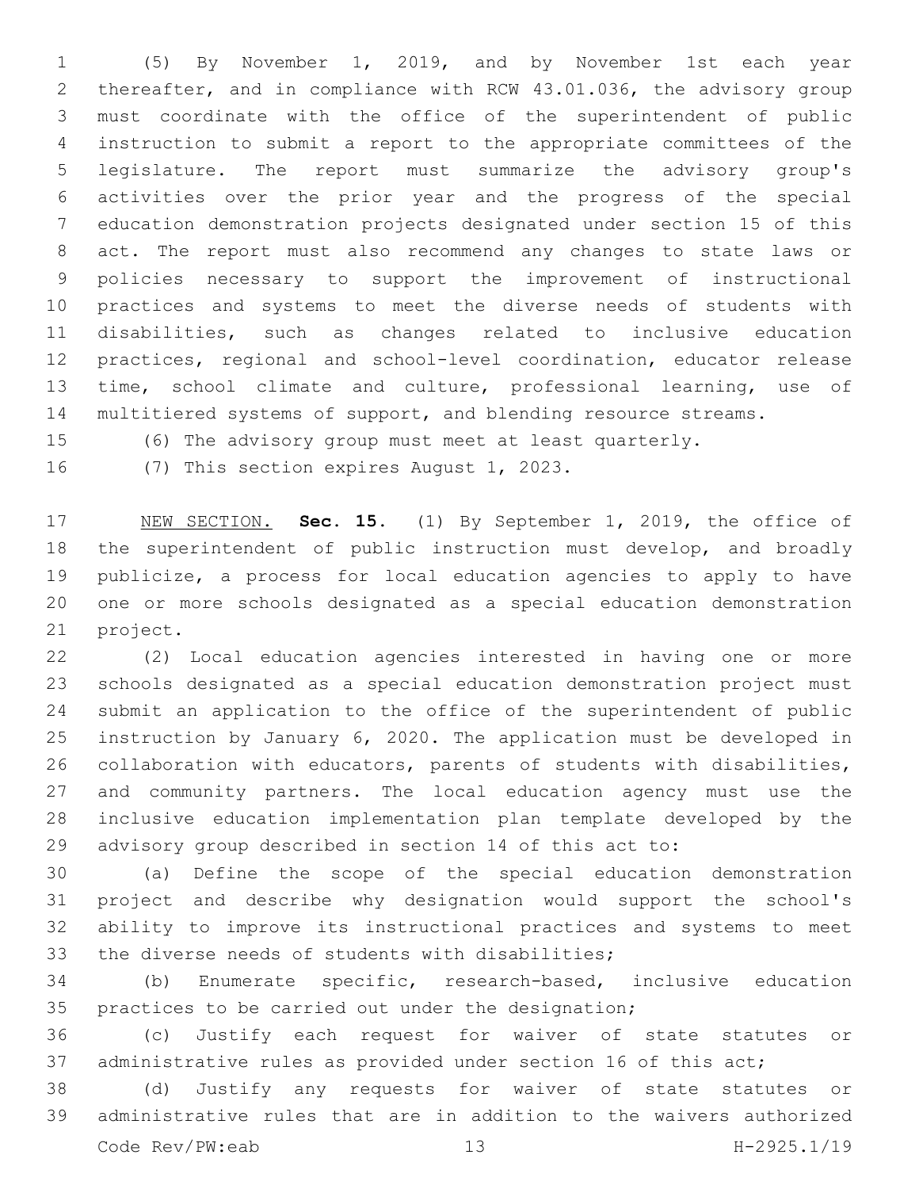(5) By November 1, 2019, and by November 1st each year thereafter, and in compliance with RCW 43.01.036, the advisory group must coordinate with the office of the superintendent of public instruction to submit a report to the appropriate committees of the legislature. The report must summarize the advisory group's activities over the prior year and the progress of the special education demonstration projects designated under section 15 of this act. The report must also recommend any changes to state laws or policies necessary to support the improvement of instructional practices and systems to meet the diverse needs of students with disabilities, such as changes related to inclusive education practices, regional and school-level coordination, educator release time, school climate and culture, professional learning, use of multitiered systems of support, and blending resource streams.

(6) The advisory group must meet at least quarterly.

(7) This section expires August 1, 2023.

NEW SECTION. **Sec. 15.** (1) By September 1, 2019, the office of the superintendent of public instruction must develop, and broadly publicize, a process for local education agencies to apply to have one or more schools designated as a special education demonstration project.

(2) Local education agencies interested in having one or more schools designated as a special education demonstration project must submit an application to the office of the superintendent of public instruction by January 6, 2020. The application must be developed in collaboration with educators, parents of students with disabilities, and community partners. The local education agency must use the inclusive education implementation plan template developed by the advisory group described in section 14 of this act to:

(a) Define the scope of the special education demonstration project and describe why designation would support the school's ability to improve its instructional practices and systems to meet the diverse needs of students with disabilities;

(b) Enumerate specific, research-based, inclusive education practices to be carried out under the designation;

(c) Justify each request for waiver of state statutes or administrative rules as provided under section 16 of this act;

(d) Justify any requests for waiver of state statutes or administrative rules that are in addition to the waivers authorized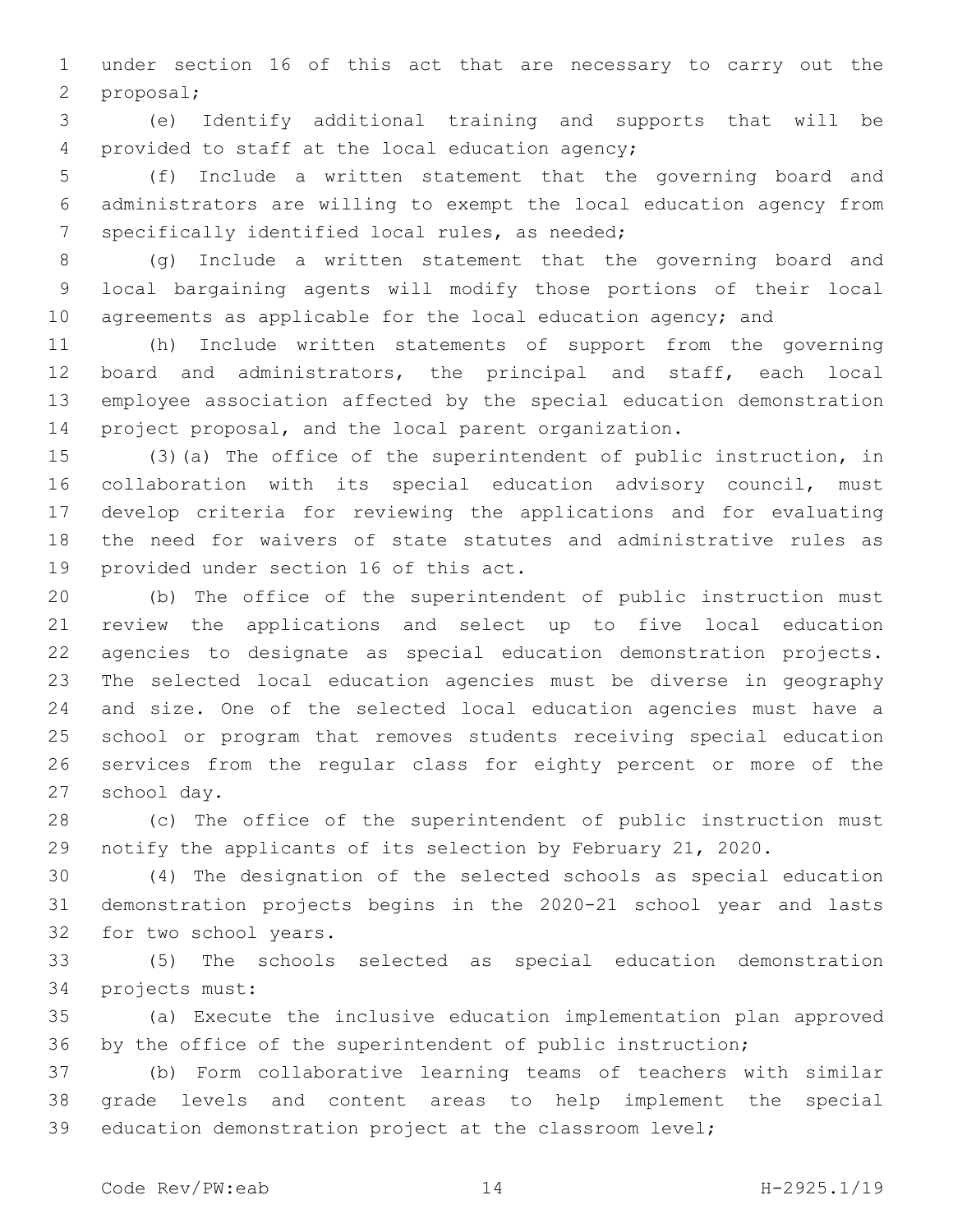under section 16 of this act that are necessary to carry out the proposal;

(e) Identify additional training and supports that will be provided to staff at the local education agency;

(f) Include a written statement that the governing board and administrators are willing to exempt the local education agency from specifically identified local rules, as needed;

(g) Include a written statement that the governing board and local bargaining agents will modify those portions of their local agreements as applicable for the local education agency; and

(h) Include written statements of support from the governing board and administrators, the principal and staff, each local employee association affected by the special education demonstration project proposal, and the local parent organization.

(3)(a) The office of the superintendent of public instruction, in collaboration with its special education advisory council, must develop criteria for reviewing the applications and for evaluating the need for waivers of state statutes and administrative rules as provided under section 16 of this act.

(b) The office of the superintendent of public instruction must review the applications and select up to five local education agencies to designate as special education demonstration projects. The selected local education agencies must be diverse in geography and size. One of the selected local education agencies must have a school or program that removes students receiving special education services from the regular class for eighty percent or more of the school day.

(c) The office of the superintendent of public instruction must notify the applicants of its selection by February 21, 2020.

(4) The designation of the selected schools as special education demonstration projects begins in the 2020-21 school year and lasts for two school years.

(5) The schools selected as special education demonstration projects must:

(a) Execute the inclusive education implementation plan approved by the office of the superintendent of public instruction;

(b) Form collaborative learning teams of teachers with similar grade levels and content areas to help implement the special education demonstration project at the classroom level;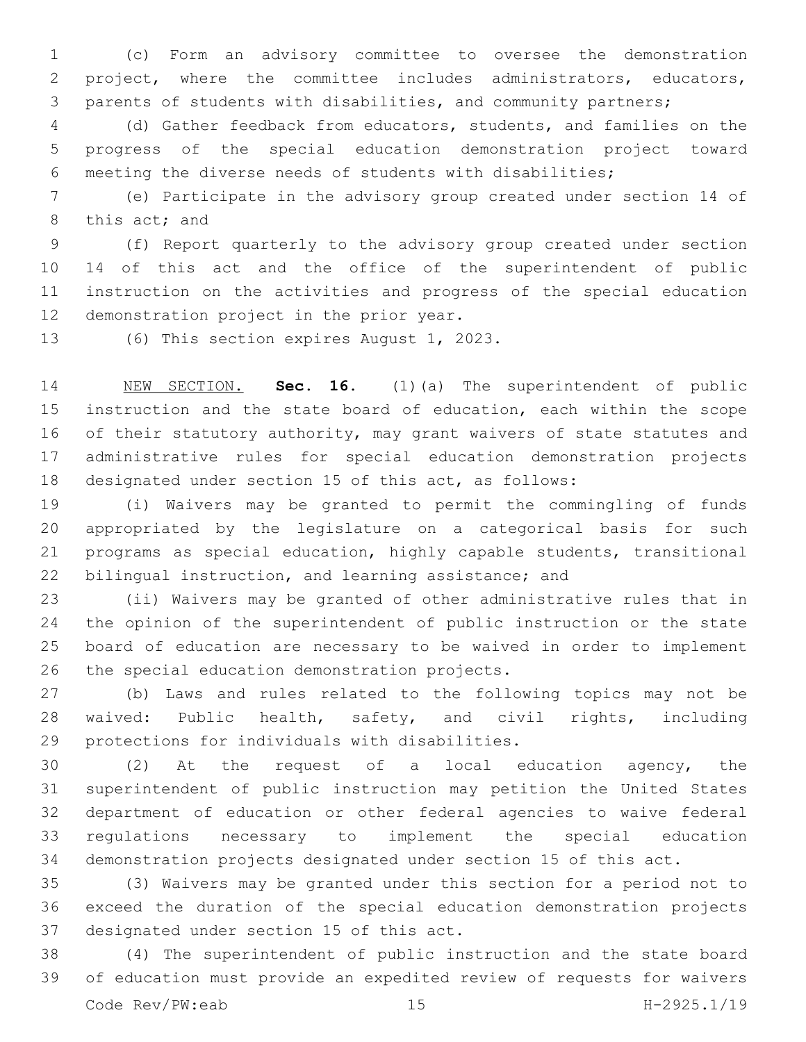(c) Form an advisory committee to oversee the demonstration project, where the committee includes administrators, educators, parents of students with disabilities, and community partners;

(d) Gather feedback from educators, students, and families on the progress of the special education demonstration project toward meeting the diverse needs of students with disabilities;

(e) Participate in the advisory group created under section 14 of this act; and

(f) Report quarterly to the advisory group created under section 14 of this act and the office of the superintendent of public instruction on the activities and progress of the special education demonstration project in the prior year.

(6) This section expires August 1, 2023.

NEW SECTION. **Sec. 16.** (1)(a) The superintendent of public instruction and the state board of education, each within the scope of their statutory authority, may grant waivers of state statutes and administrative rules for special education demonstration projects designated under section 15 of this act, as follows:

(i) Waivers may be granted to permit the commingling of funds appropriated by the legislature on a categorical basis for such programs as special education, highly capable students, transitional bilingual instruction, and learning assistance; and

(ii) Waivers may be granted of other administrative rules that in the opinion of the superintendent of public instruction or the state board of education are necessary to be waived in order to implement the special education demonstration projects.

(b) Laws and rules related to the following topics may not be waived: Public health, safety, and civil rights, including protections for individuals with disabilities.

(2) At the request of a local education agency, the superintendent of public instruction may petition the United States department of education or other federal agencies to waive federal regulations necessary to implement the special education demonstration projects designated under section 15 of this act.

(3) Waivers may be granted under this section for a period not to exceed the duration of the special education demonstration projects designated under section 15 of this act.

(4) The superintendent of public instruction and the state board of education must provide an expedited review of requests for waivers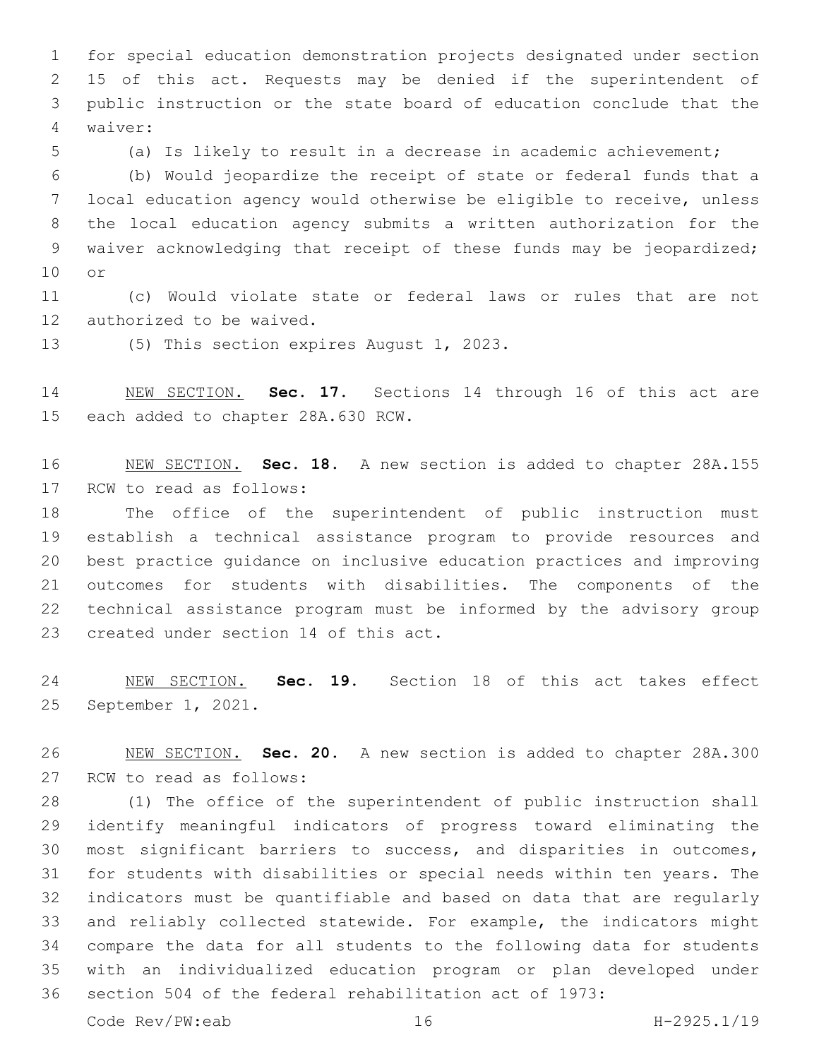for special education demonstration projects designated under section 15 of this act. Requests may be denied if the superintendent of public instruction or the state board of education conclude that the waiver:

(a) Is likely to result in a decrease in academic achievement;

(b) Would jeopardize the receipt of state or federal funds that a local education agency would otherwise be eligible to receive, unless the local education agency submits a written authorization for the waiver acknowledging that receipt of these funds may be jeopardized; or

(c) Would violate state or federal laws or rules that are not authorized to be waived.

(5) This section expires August 1, 2023.

NEW SECTION. **Sec. 17.** Sections 14 through 16 of this act are each added to chapter 28A.630 RCW.

NEW SECTION. **Sec. 18.** A new section is added to chapter 28A.155 RCW to read as follows:

The office of the superintendent of public instruction must establish a technical assistance program to provide resources and best practice guidance on inclusive education practices and improving outcomes for students with disabilities. The components of the technical assistance program must be informed by the advisory group created under section 14 of this act.

NEW SECTION. **Sec. 19.** Section 18 of this act takes effect September 1, 2021.

NEW SECTION. **Sec. 20.** A new section is added to chapter 28A.300 RCW to read as follows:

(1) The office of the superintendent of public instruction shall identify meaningful indicators of progress toward eliminating the most significant barriers to success, and disparities in outcomes, for students with disabilities or special needs within ten years. The indicators must be quantifiable and based on data that are regularly and reliably collected statewide. For example, the indicators might compare the data for all students to the following data for students with an individualized education program or plan developed under section 504 of the federal rehabilitation act of 1973: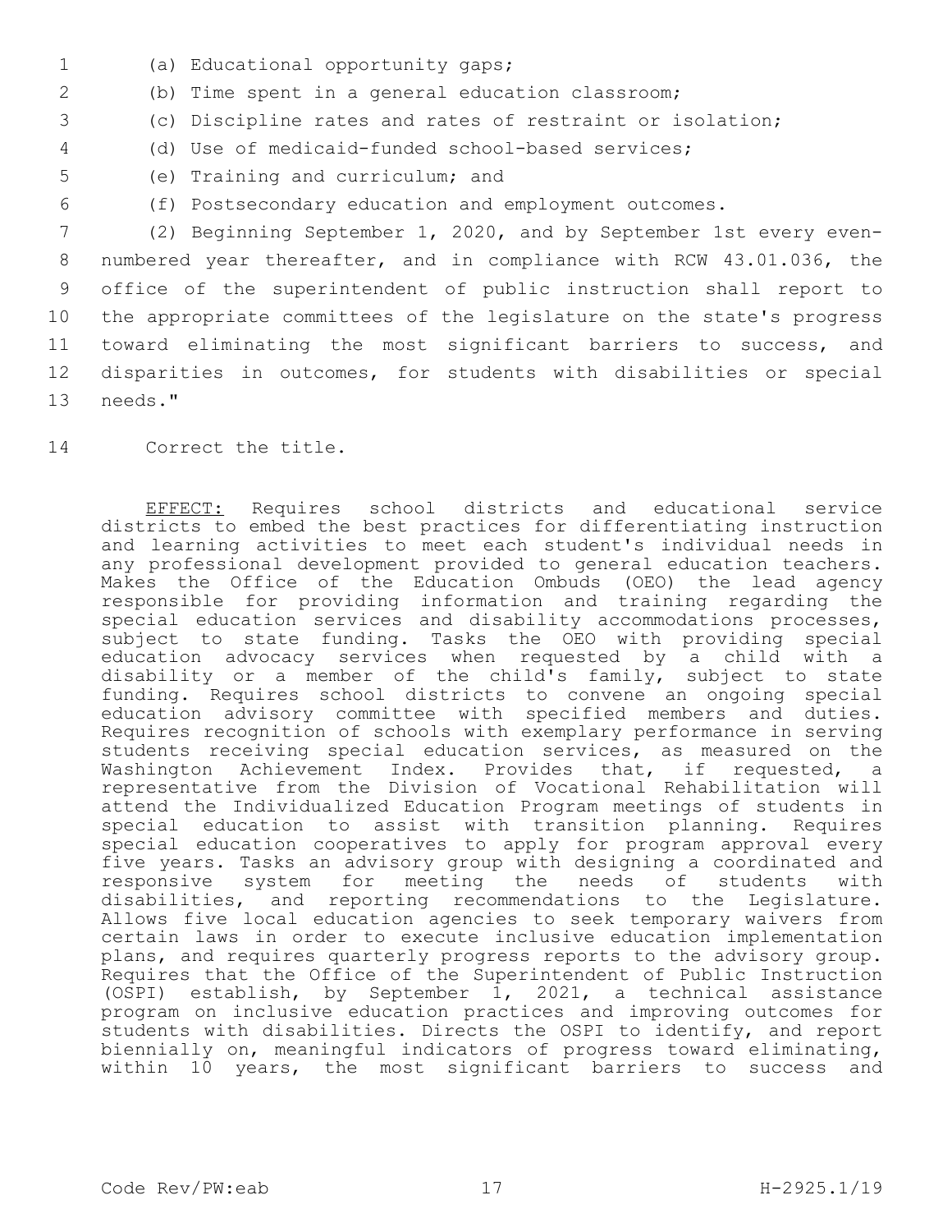(a) Educational opportunity gaps;

(b) Time spent in a general education classroom;

(c) Discipline rates and rates of restraint or isolation;

(d) Use of medicaid-funded school-based services;

(e) Training and curriculum; and

(f) Postsecondary education and employment outcomes.

(2) Beginning September 1, 2020, and by September 1st every even-numbered year thereafter, and in compliance with RCW 43.01.036, the office of the superintendent of public instruction shall report to the appropriate committees of the legislature on the state's progress toward eliminating the most significant barriers to success, and disparities in outcomes, for students with disabilities or special needs."

Correct the title.

EFFECT: Requires school districts and educational service districts to embed the best practices for differentiating instruction and learning activities to meet each student's individual needs in any professional development provided to general education teachers. Makes the Office of the Education Ombuds (OEO) the lead agency responsible for providing information and training regarding the special education services and disability accommodations processes, subject to state funding. Tasks the OEO with providing special education advocacy services when requested by a child with a disability or a member of the child's family, subject to state funding. Requires school districts to convene an ongoing special education advisory committee with specified members and duties. Requires recognition of schools with exemplary performance in serving students receiving special education services, as measured on the Washington Achievement Index. Provides that, if requested, a representative from the Division of Vocational Rehabilitation will attend the Individualized Education Program meetings of students in special education to assist with transition planning. Requires special education cooperatives to apply for program approval every five years. Tasks an advisory group with designing a coordinated and responsive system for meeting the needs of students with disabilities, and reporting recommendations to the Legislature. Allows five local education agencies to seek temporary waivers from certain laws in order to execute inclusive education implementation plans, and requires quarterly progress reports to the advisory group. Requires that the Office of the Superintendent of Public Instruction (OSPI) establish, by September 1, 2021, a technical assistance program on inclusive education practices and improving outcomes for students with disabilities. Directs the OSPI to identify, and report biennially on, meaningful indicators of progress toward eliminating, within 10 years, the most significant barriers to success and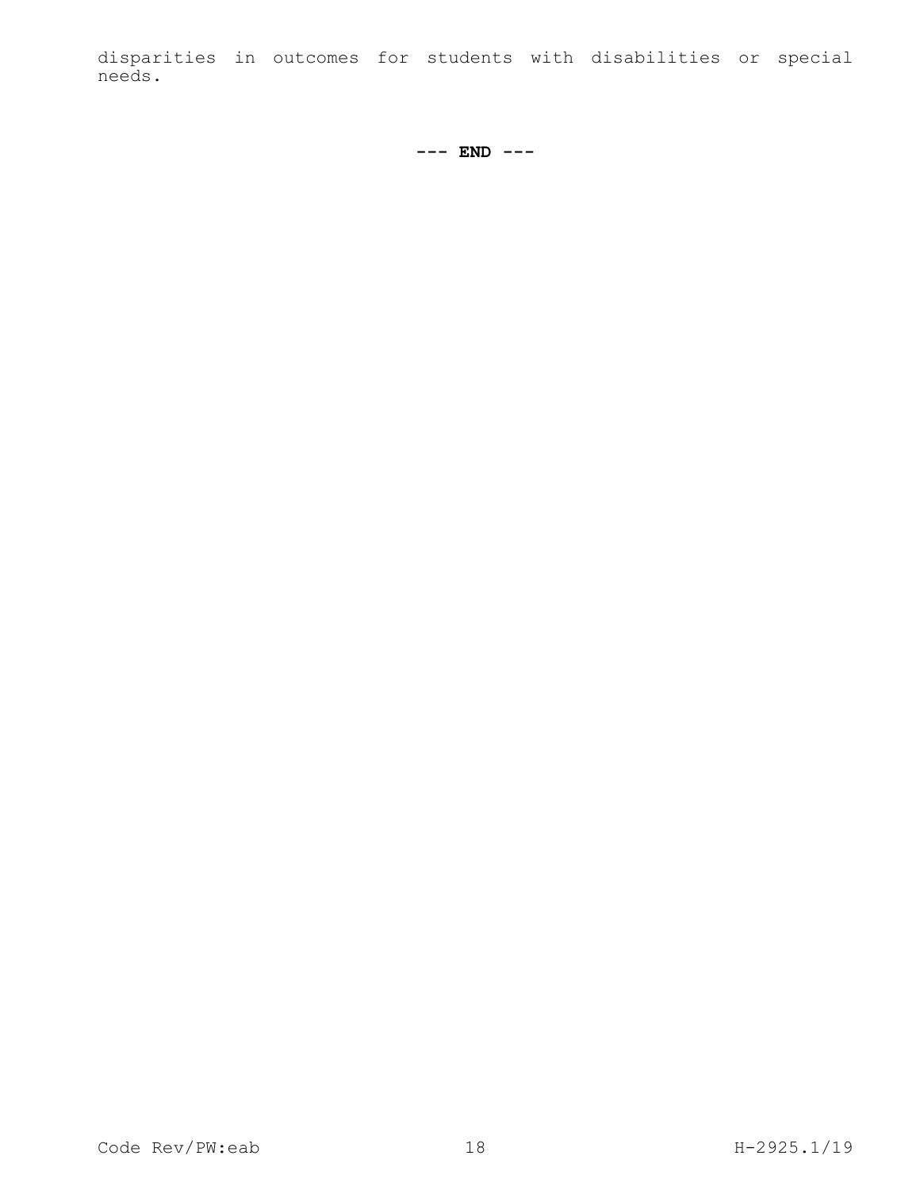disparities in outcomes for students with disabilities or special needs.

**--- END ---**